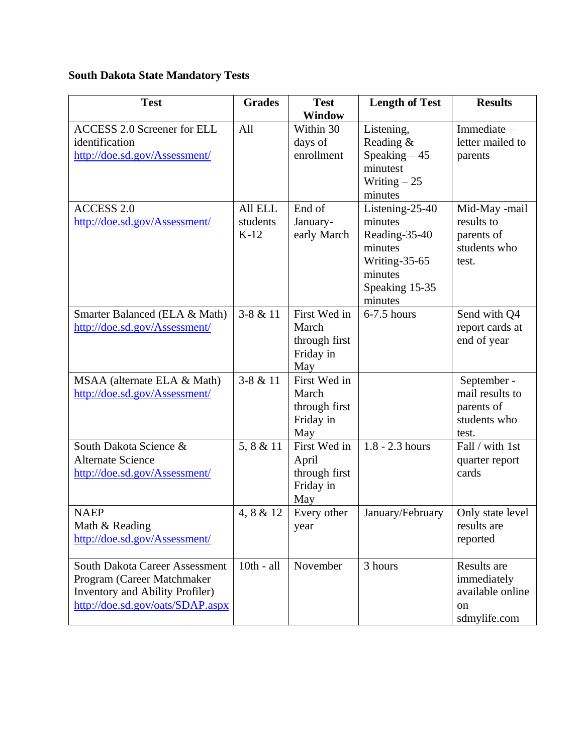**South Dakota State Mandatory Tests**

| Test | Grades | Test Window | Length of Test | Results |
|---|---|---|---|---|
| ACCESS 2.0 Screener for ELL identification http://doe.sd.gov/Assessment/ | All | Within 30 days of enrollment | Listening, Reading & Speaking – 45 minutest Writing – 25 minutes | Immediate – letter mailed to parents |
| ACCESS 2.0 http://doe.sd.gov/Assessment/ | All ELL students K-12 | End of January- early March | Listening-25-40 minutes Reading-35-40 minutes Writing-35-65 minutes Speaking 15-35 minutes | Mid-May -mail results to parents of students who test. |
| Smarter Balanced (ELA & Math) http://doe.sd.gov/Assessment/ | 3-8 & 11 | First Wed in March through first Friday in May | 6-7.5 hours | Send with Q4 report cards at end of year |
| MSAA (alternate ELA & Math) http://doe.sd.gov/Assessment/ | 3-8 & 11 | First Wed in March through first Friday in May | | September - mail results to parents of students who test. |
| South Dakota Science & Alternate Science http://doe.sd.gov/Assessment/ | 5, 8 & 11 | First Wed in April through first Friday in May | 1.8 - 2.3 hours | Fall / with 1st quarter report cards |
| NAEP Math & Reading http://doe.sd.gov/Assessment/ | 4, 8 & 12 | Every other year | January/February | Only state level results are reported |
| South Dakota Career Assessment Program (Career Matchmaker Inventory and Ability Profiler) http://doe.sd.gov/oats/SDAP.aspx | 10th - all | November | 3 hours | Results are immediately available online on sdmylife.com |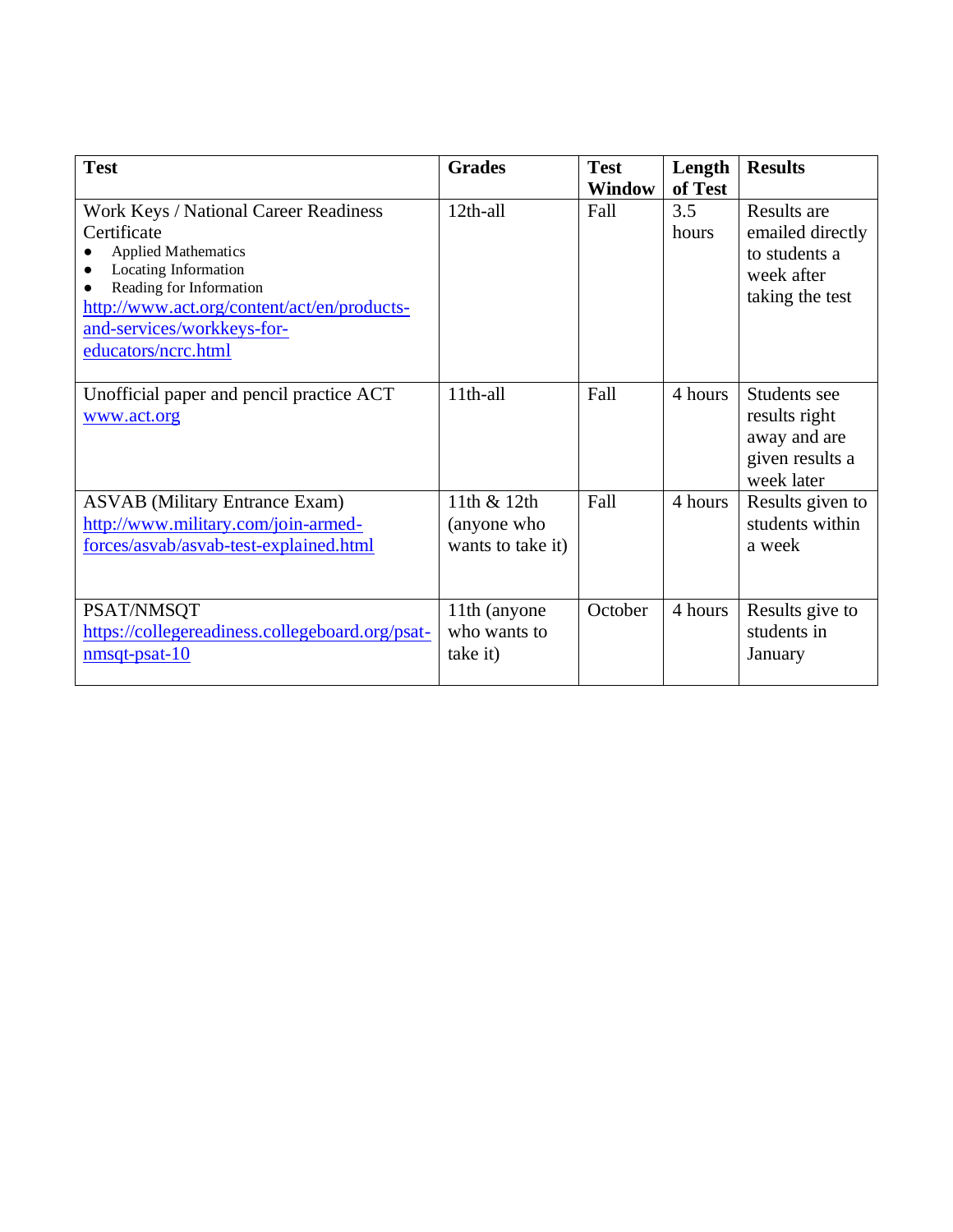| **Test** | **Grades** | **Test Window** | **Length of Test** | **Results** |
|---|---|---|---|---|
| Work Keys / National Career Readiness Certificate<br>• Applied Mathematics<br>• Locating Information<br>• Reading for Information<br>http://www.act.org/content/act/en/products-and-services/workkeys-for-educators/ncrc.html | 12th-all | Fall | 3.5 hours | Results are emailed directly to students a week after taking the test |
| Unofficial paper and pencil practice ACT<br>www.act.org | 11th-all | Fall | 4 hours | Students see results right away and are given results a week later |
| ASVAB (Military Entrance Exam)<br>http://www.military.com/join-armed-forces/asvab/asvab-test-explained.html | 11th & 12th (anyone who wants to take it) | Fall | 4 hours | Results given to students within a week |
| PSAT/NMSQT<br>https://collegereadiness.collegeboard.org/psat-nmsqt-psat-10 | 11th (anyone who wants to take it) | October | 4 hours | Results give to students in January |